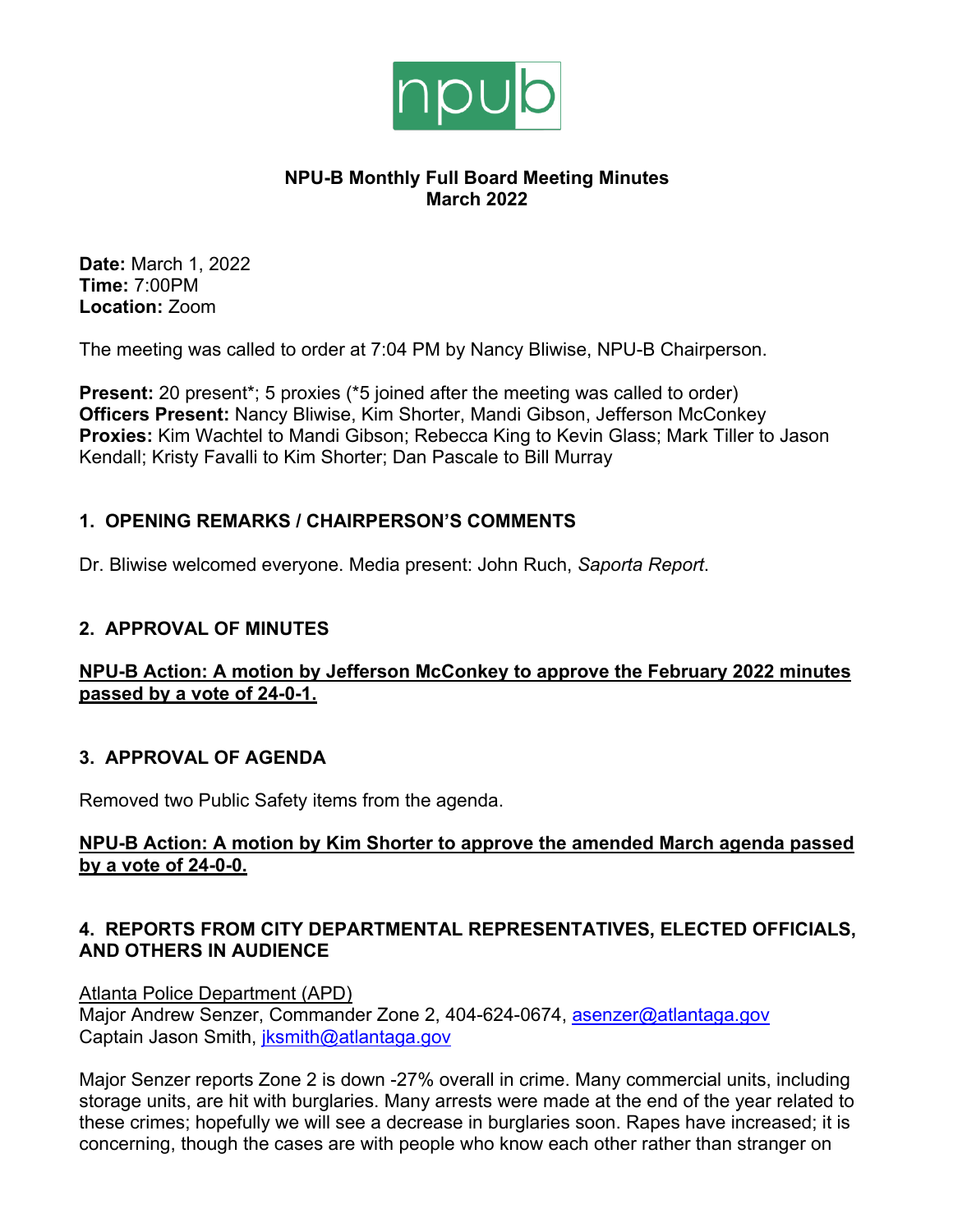npub

# NPU-B Monthly Full Board Meeting Minutes
## March 2022

**Date:** March 1, 2022
**Time:** 7:00PM
**Location:** Zoom

The meeting was called to order at 7:04 PM by Nancy Bliwise, NPU-B Chairperson.

**Present:** 20 present*; 5 proxies (*5 joined after the meeting was called to order)
**Officers Present:** Nancy Bliwise, Kim Shorter, Mandi Gibson, Jefferson McConkey
**Proxies:** Kim Wachtel to Mandi Gibson; Rebecca King to Kevin Glass; Mark Tiller to Jason Kendall; Kristy Favalli to Kim Shorter; Dan Pascale to Bill Murray

### 1. OPENING REMARKS / CHAIRPERSON'S COMMENTS

Dr. Bliwise welcomed everyone. Media present: John Ruch, *Saporta Report*.

### 2. APPROVAL OF MINUTES

**NPU-B Action: A motion by Jefferson McConkey to approve the February 2022 minutes passed by a vote of 24-0-1.**

### 3. APPROVAL OF AGENDA

Removed two Public Safety items from the agenda.

**NPU-B Action: A motion by Kim Shorter to approve the amended March agenda passed by a vote of 24-0-0.**

### 4. REPORTS FROM CITY DEPARTMENTAL REPRESENTATIVES, ELECTED OFFICIALS, AND OTHERS IN AUDIENCE

Atlanta Police Department (APD)
Major Andrew Senzer, Commander Zone 2, 404-624-0674, asenzer@atlantaga.gov
Captain Jason Smith, jksmith@atlantaga.gov

Major Senzer reports Zone 2 is down -27% overall in crime. Many commercial units, including storage units, are hit with burglaries. Many arrests were made at the end of the year related to these crimes; hopefully we will see a decrease in burglaries soon. Rapes have increased; it is concerning, though the cases are with people who know each other rather than stranger on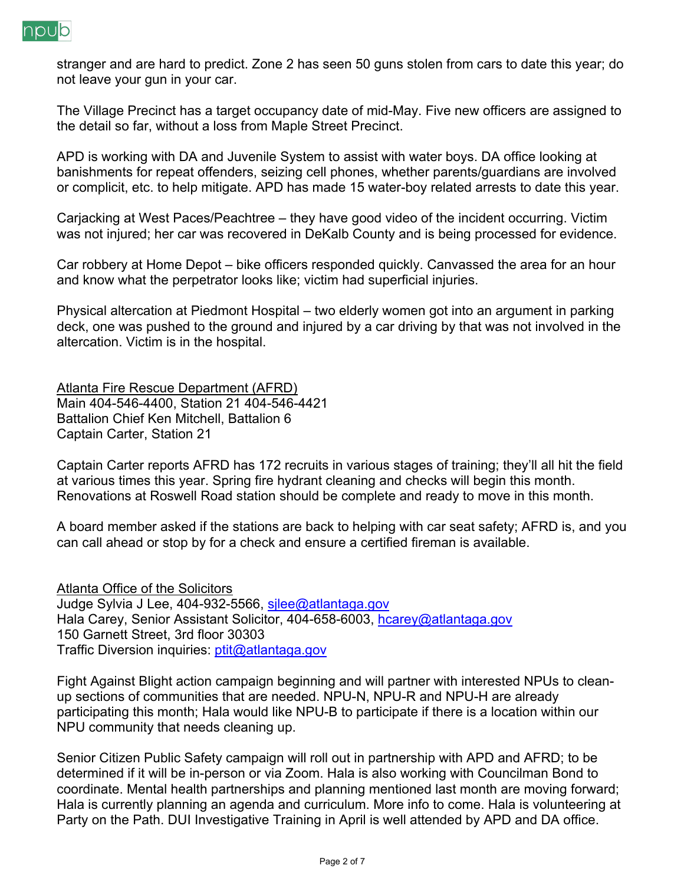stranger and are hard to predict. Zone 2 has seen 50 guns stolen from cars to date this year; do not leave your gun in your car.

The Village Precinct has a target occupancy date of mid-May. Five new officers are assigned to the detail so far, without a loss from Maple Street Precinct.

APD is working with DA and Juvenile System to assist with water boys. DA office looking at banishments for repeat offenders, seizing cell phones, whether parents/guardians are involved or complicit, etc. to help mitigate. APD has made 15 water-boy related arrests to date this year.

Carjacking at West Paces/Peachtree – they have good video of the incident occurring. Victim was not injured; her car was recovered in DeKalb County and is being processed for evidence.

Car robbery at Home Depot – bike officers responded quickly. Canvassed the area for an hour and know what the perpetrator looks like; victim had superficial injuries.

Physical altercation at Piedmont Hospital – two elderly women got into an argument in parking deck, one was pushed to the ground and injured by a car driving by that was not involved in the altercation. Victim is in the hospital.

<u>Atlanta Fire Rescue Department (AFRD)</u>
Main 404-546-4400, Station 21 404-546-4421
Battalion Chief Ken Mitchell, Battalion 6
Captain Carter, Station 21

Captain Carter reports AFRD has 172 recruits in various stages of training; they'll all hit the field at various times this year. Spring fire hydrant cleaning and checks will begin this month. Renovations at Roswell Road station should be complete and ready to move in this month.

A board member asked if the stations are back to helping with car seat safety; AFRD is, and you can call ahead or stop by for a check and ensure a certified fireman is available.

<u>Atlanta Office of the Solicitors</u>
Judge Sylvia J Lee, 404-932-5566, sjlee@atlantaga.gov
Hala Carey, Senior Assistant Solicitor, 404-658-6003, hcarey@atlantaga.gov
150 Garnett Street, 3rd floor 30303
Traffic Diversion inquiries: ptit@atlantaga.gov

Fight Against Blight action campaign beginning and will partner with interested NPUs to clean-up sections of communities that are needed. NPU-N, NPU-R and NPU-H are already participating this month; Hala would like NPU-B to participate if there is a location within our NPU community that needs cleaning up.

Senior Citizen Public Safety campaign will roll out in partnership with APD and AFRD; to be determined if it will be in-person or via Zoom. Hala is also working with Councilman Bond to coordinate. Mental health partnerships and planning mentioned last month are moving forward; Hala is currently planning an agenda and curriculum. More info to come. Hala is volunteering at Party on the Path. DUI Investigative Training in April is well attended by APD and DA office.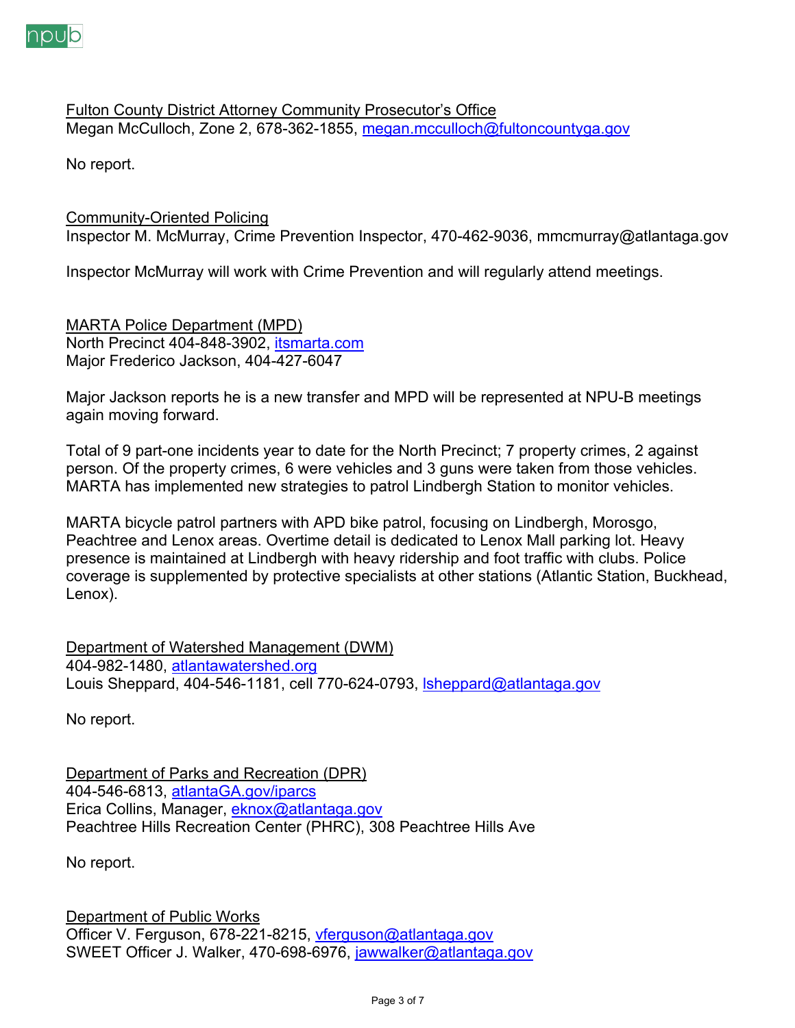Fulton County District Attorney Community Prosecutor's Office
Megan McCulloch, Zone 2, 678-362-1855, megan.mcculloch@fultoncountyga.gov

No report.

Community-Oriented Policing
Inspector M. McMurray, Crime Prevention Inspector, 470-462-9036, mmcmurray@atlantaga.gov

Inspector McMurray will work with Crime Prevention and will regularly attend meetings.

MARTA Police Department (MPD)
North Precinct 404-848-3902, itsmarta.com
Major Frederico Jackson, 404-427-6047

Major Jackson reports he is a new transfer and MPD will be represented at NPU-B meetings again moving forward.

Total of 9 part-one incidents year to date for the North Precinct; 7 property crimes, 2 against person. Of the property crimes, 6 were vehicles and 3 guns were taken from those vehicles. MARTA has implemented new strategies to patrol Lindbergh Station to monitor vehicles.

MARTA bicycle patrol partners with APD bike patrol, focusing on Lindbergh, Morosgo, Peachtree and Lenox areas. Overtime detail is dedicated to Lenox Mall parking lot. Heavy presence is maintained at Lindbergh with heavy ridership and foot traffic with clubs. Police coverage is supplemented by protective specialists at other stations (Atlantic Station, Buckhead, Lenox).

Department of Watershed Management (DWM)
404-982-1480, atlantawatershed.org
Louis Sheppard, 404-546-1181, cell 770-624-0793, lsheppard@atlantaga.gov

No report.

Department of Parks and Recreation (DPR)
404-546-6813, atlantaGA.gov/iparcs
Erica Collins, Manager, eknox@atlantaga.gov
Peachtree Hills Recreation Center (PHRC), 308 Peachtree Hills Ave

No report.

Department of Public Works
Officer V. Ferguson, 678-221-8215, vferguson@atlantaga.gov
SWEET Officer J. Walker, 470-698-6976, jawwalker@atlantaga.gov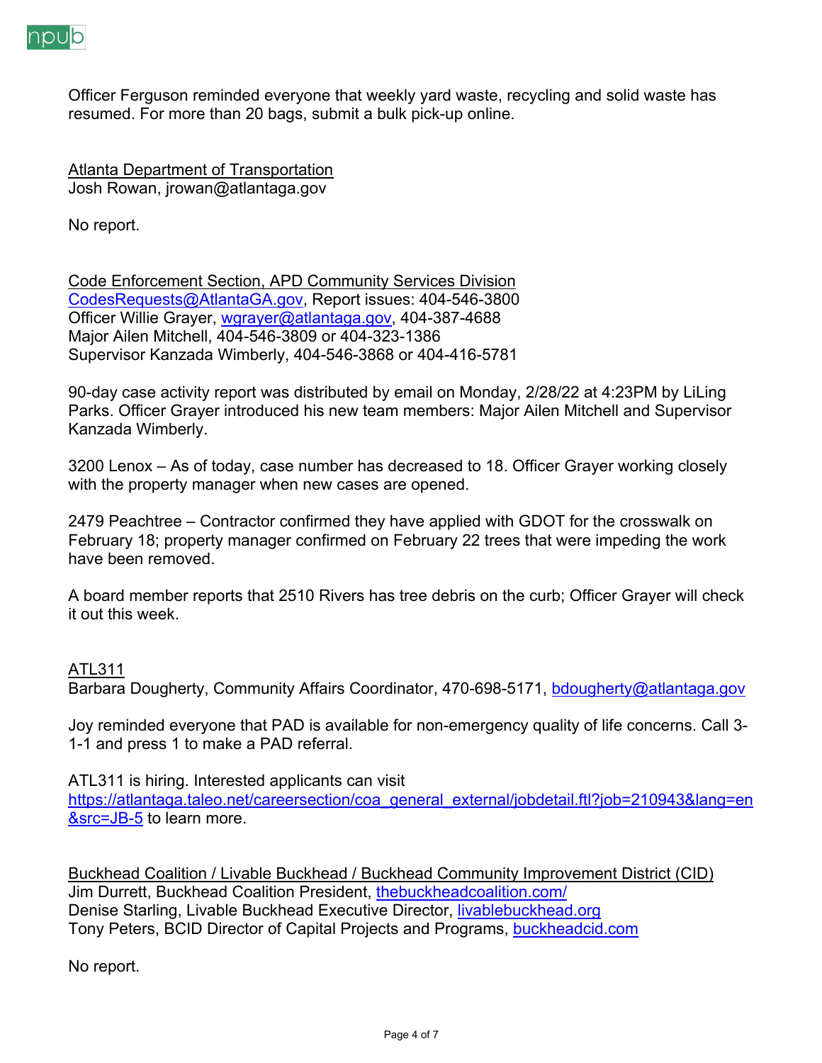Officer Ferguson reminded everyone that weekly yard waste, recycling and solid waste has resumed. For more than 20 bags, submit a bulk pick-up online.

Atlanta Department of Transportation
Josh Rowan, jrowan@atlantaga.gov

No report.

Code Enforcement Section, APD Community Services Division
CodesRequests@AtlantaGA.gov, Report issues: 404-546-3800
Officer Willie Grayer, wgrayer@atlantaga.gov, 404-387-4688
Major Ailen Mitchell, 404-546-3809 or 404-323-1386
Supervisor Kanzada Wimberly, 404-546-3868 or 404-416-5781

90-day case activity report was distributed by email on Monday, 2/28/22 at 4:23PM by LiLing Parks. Officer Grayer introduced his new team members: Major Ailen Mitchell and Supervisor Kanzada Wimberly.

3200 Lenox – As of today, case number has decreased to 18. Officer Grayer working closely with the property manager when new cases are opened.

2479 Peachtree – Contractor confirmed they have applied with GDOT for the crosswalk on February 18; property manager confirmed on February 22 trees that were impeding the work have been removed.

A board member reports that 2510 Rivers has tree debris on the curb; Officer Grayer will check it out this week.

ATL311
Barbara Dougherty, Community Affairs Coordinator, 470-698-5171, bdougherty@atlantaga.gov

Joy reminded everyone that PAD is available for non-emergency quality of life concerns. Call 3-1-1 and press 1 to make a PAD referral.

ATL311 is hiring. Interested applicants can visit https://atlantaga.taleo.net/careersection/coa_general_external/jobdetail.ftl?job=210943&lang=en&src=JB-5 to learn more.

Buckhead Coalition / Livable Buckhead / Buckhead Community Improvement District (CID)
Jim Durrett, Buckhead Coalition President, thebuckheadcoalition.com/
Denise Starling, Livable Buckhead Executive Director, livablebuckhead.org
Tony Peters, BCID Director of Capital Projects and Programs, buckheadcid.com

No report.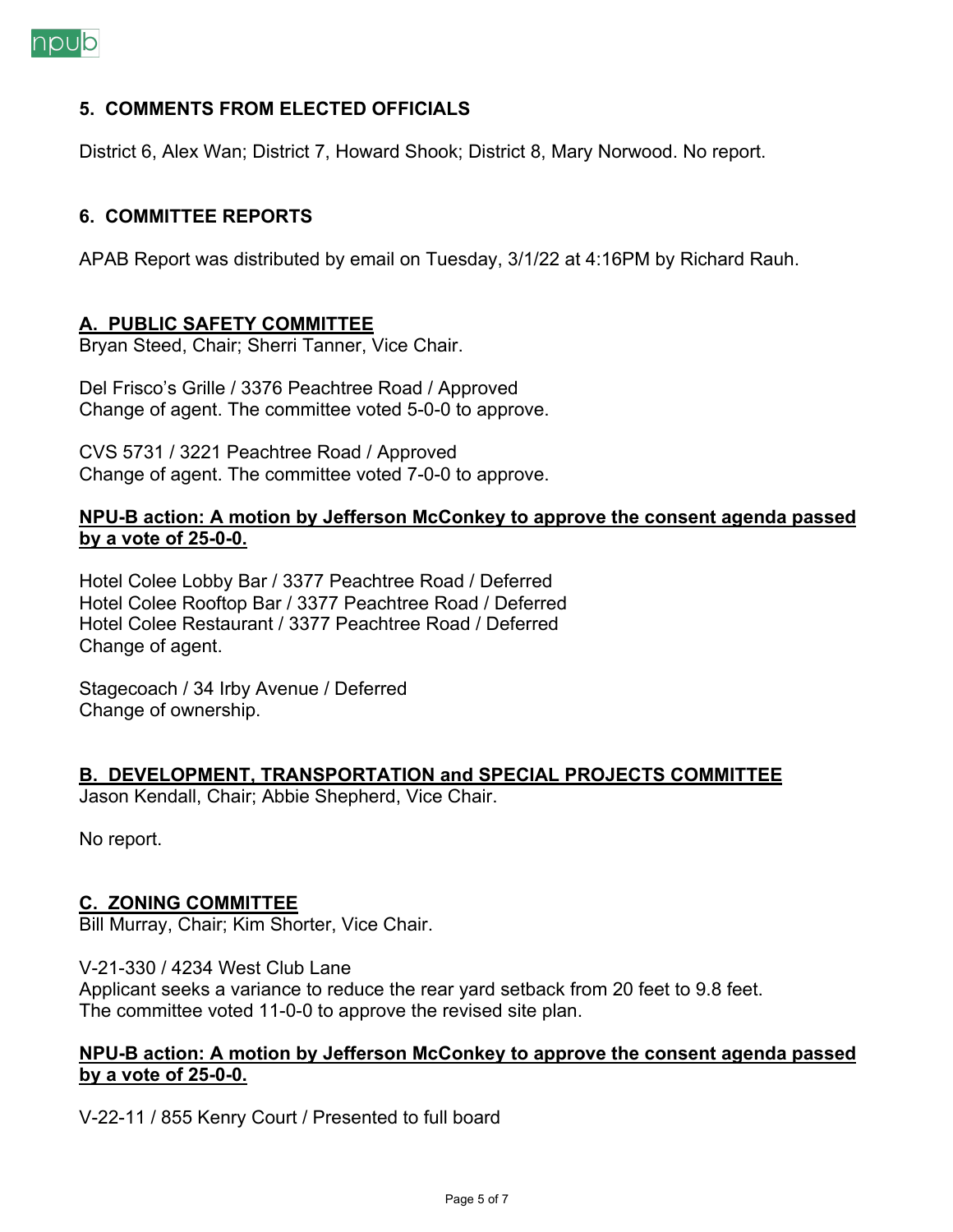## 5. COMMENTS FROM ELECTED OFFICIALS

District 6, Alex Wan; District 7, Howard Shook; District 8, Mary Norwood. No report.

## 6. COMMITTEE REPORTS

APAB Report was distributed by email on Tuesday, 3/1/22 at 4:16PM by Richard Rauh.

### A. PUBLIC SAFETY COMMITTEE

Bryan Steed, Chair; Sherri Tanner, Vice Chair.

Del Frisco's Grille / 3376 Peachtree Road / Approved
Change of agent. The committee voted 5-0-0 to approve.

CVS 5731 / 3221 Peachtree Road / Approved
Change of agent. The committee voted 7-0-0 to approve.

**NPU-B action: A motion by Jefferson McConkey to approve the consent agenda passed by a vote of 25-0-0.**

Hotel Colee Lobby Bar / 3377 Peachtree Road / Deferred
Hotel Colee Rooftop Bar / 3377 Peachtree Road / Deferred
Hotel Colee Restaurant / 3377 Peachtree Road / Deferred
Change of agent.

Stagecoach / 34 Irby Avenue / Deferred
Change of ownership.

### B. DEVELOPMENT, TRANSPORTATION and SPECIAL PROJECTS COMMITTEE

Jason Kendall, Chair; Abbie Shepherd, Vice Chair.

No report.

### C. ZONING COMMITTEE

Bill Murray, Chair; Kim Shorter, Vice Chair.

V-21-330 / 4234 West Club Lane
Applicant seeks a variance to reduce the rear yard setback from 20 feet to 9.8 feet.
The committee voted 11-0-0 to approve the revised site plan.

**NPU-B action: A motion by Jefferson McConkey to approve the consent agenda passed by a vote of 25-0-0.**

V-22-11 / 855 Kenry Court / Presented to full board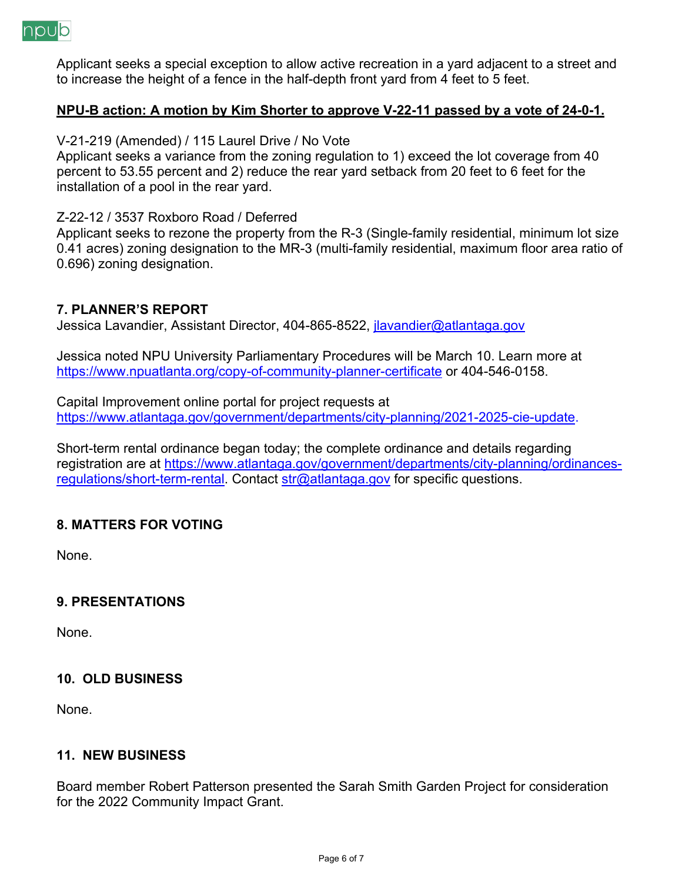Applicant seeks a special exception to allow active recreation in a yard adjacent to a street and to increase the height of a fence in the half-depth front yard from 4 feet to 5 feet.

**NPU-B action: A motion by Kim Shorter to approve V-22-11 passed by a vote of 24-0-1.**

V-21-219 (Amended) / 115 Laurel Drive / No Vote
Applicant seeks a variance from the zoning regulation to 1) exceed the lot coverage from 40 percent to 53.55 percent and 2) reduce the rear yard setback from 20 feet to 6 feet for the installation of a pool in the rear yard.

Z-22-12 / 3537 Roxboro Road / Deferred
Applicant seeks to rezone the property from the R-3 (Single-family residential, minimum lot size 0.41 acres) zoning designation to the MR-3 (multi-family residential, maximum floor area ratio of 0.696) zoning designation.

### 7. PLANNER'S REPORT

Jessica Lavandier, Assistant Director, 404-865-8522, jlavandier@atlantaga.gov

Jessica noted NPU University Parliamentary Procedures will be March 10. Learn more at https://www.npuatlanta.org/copy-of-community-planner-certificate or 404-546-0158.

Capital Improvement online portal for project requests at https://www.atlantaga.gov/government/departments/city-planning/2021-2025-cie-update.

Short-term rental ordinance began today; the complete ordinance and details regarding registration are at https://www.atlantaga.gov/government/departments/city-planning/ordinances-regulations/short-term-rental. Contact str@atlantaga.gov for specific questions.

### 8. MATTERS FOR VOTING

None.

### 9. PRESENTATIONS

None.

### 10. OLD BUSINESS

None.

### 11. NEW BUSINESS

Board member Robert Patterson presented the Sarah Smith Garden Project for consideration for the 2022 Community Impact Grant.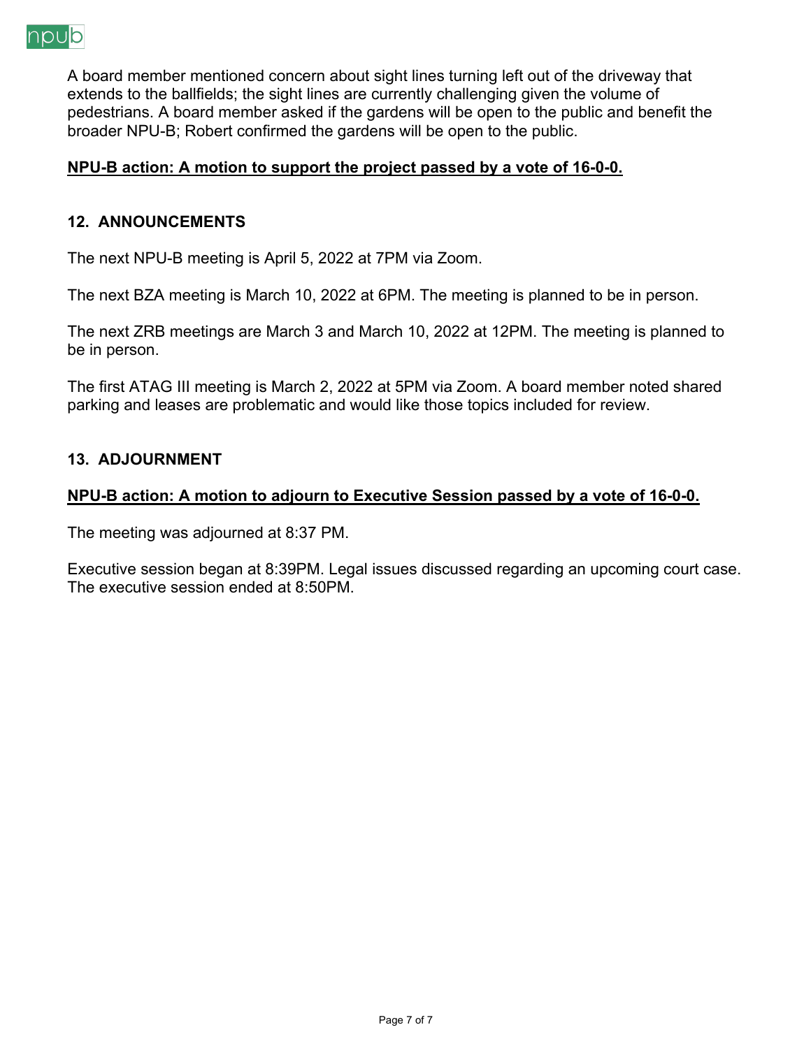A board member mentioned concern about sight lines turning left out of the driveway that extends to the ballfields; the sight lines are currently challenging given the volume of pedestrians. A board member asked if the gardens will be open to the public and benefit the broader NPU-B; Robert confirmed the gardens will be open to the public.

**NPU-B action: A motion to support the project passed by a vote of 16-0-0.**

## 12. ANNOUNCEMENTS

The next NPU-B meeting is April 5, 2022 at 7PM via Zoom.

The next BZA meeting is March 10, 2022 at 6PM. The meeting is planned to be in person.

The next ZRB meetings are March 3 and March 10, 2022 at 12PM. The meeting is planned to be in person.

The first ATAG III meeting is March 2, 2022 at 5PM via Zoom. A board member noted shared parking and leases are problematic and would like those topics included for review.

## 13. ADJOURNMENT

**NPU-B action: A motion to adjourn to Executive Session passed by a vote of 16-0-0.**

The meeting was adjourned at 8:37 PM.

Executive session began at 8:39PM. Legal issues discussed regarding an upcoming court case. The executive session ended at 8:50PM.